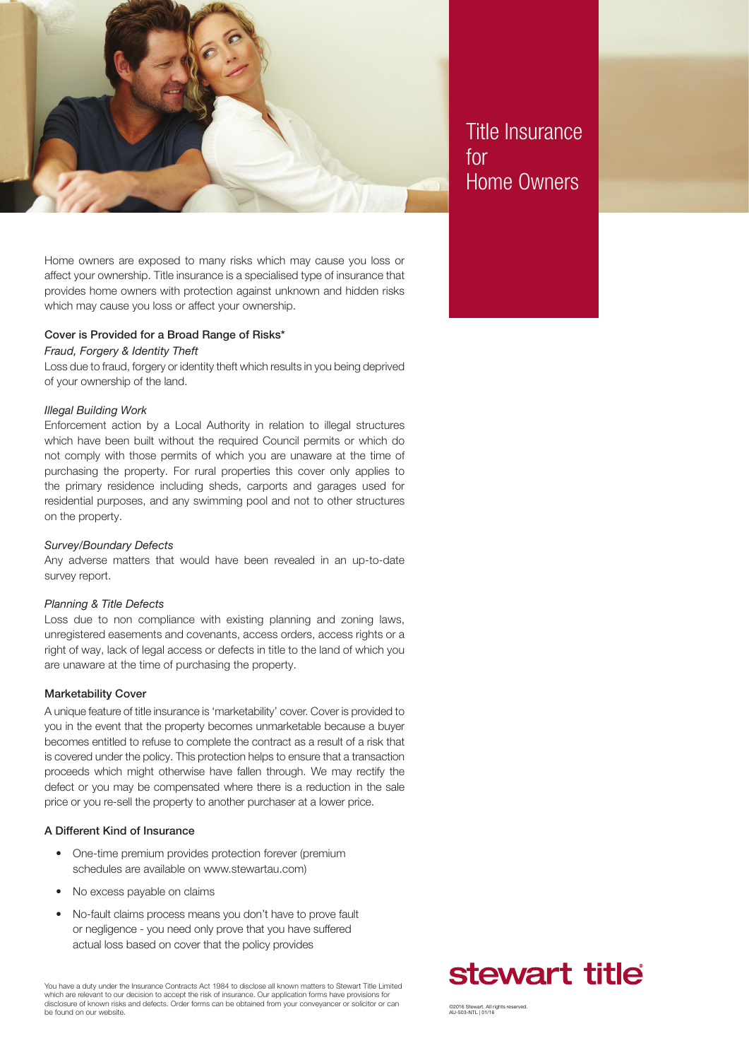# Title Insurance for Home Owners

Home owners are exposed to many risks which may cause you loss or affect your ownership. Title insurance is a specialised type of insurance that provides home owners with protection against unknown and hidden risks which may cause you loss or affect your ownership.

## Cover is Provided for a Broad Range of Risks*

*Fraud, Forgery & Identity Theft*

Loss due to fraud, forgery or identity theft which results in you being deprived of your ownership of the land.

*Illegal Building Work*

Enforcement action by a Local Authority in relation to illegal structures which have been built without the required Council permits or which do not comply with those permits of which you are unaware at the time of purchasing the property. For rural properties this cover only applies to the primary residence including sheds, carports and garages used for residential purposes, and any swimming pool and not to other structures on the property.

*Survey/Boundary Defects*

Any adverse matters that would have been revealed in an up-to-date survey report.

*Planning & Title Defects*

Loss due to non compliance with existing planning and zoning laws, unregistered easements and covenants, access orders, access rights or a right of way, lack of legal access or defects in title to the land of which you are unaware at the time of purchasing the property.

## Marketability Cover

A unique feature of title insurance is 'marketability' cover. Cover is provided to you in the event that the property becomes unmarketable because a buyer becomes entitled to refuse to complete the contract as a result of a risk that is covered under the policy. This protection helps to ensure that a transaction proceeds which might otherwise have fallen through. We may rectify the defect or you may be compensated where there is a reduction in the sale price or you re-sell the property to another purchaser at a lower price.

## A Different Kind of Insurance

- One-time premium provides protection forever (premium schedules are available on www.stewartau.com)
- No excess payable on claims
- No-fault claims process means you don't have to prove fault or negligence - you need only prove that you have suffered actual loss based on cover that the policy provides

You have a duty under the Insurance Contracts Act 1984 to disclose all known matters to Stewart Title Limited which are relevant to our decision to accept the risk of insurance. Our application forms have provisions for disclosure of known risks and defects. Order forms can be obtained from your conveyancer or solicitor or can be found on our website.

stewart title®

©2016 Stewart. All rights reserved.
AU-503-NTL | 01/16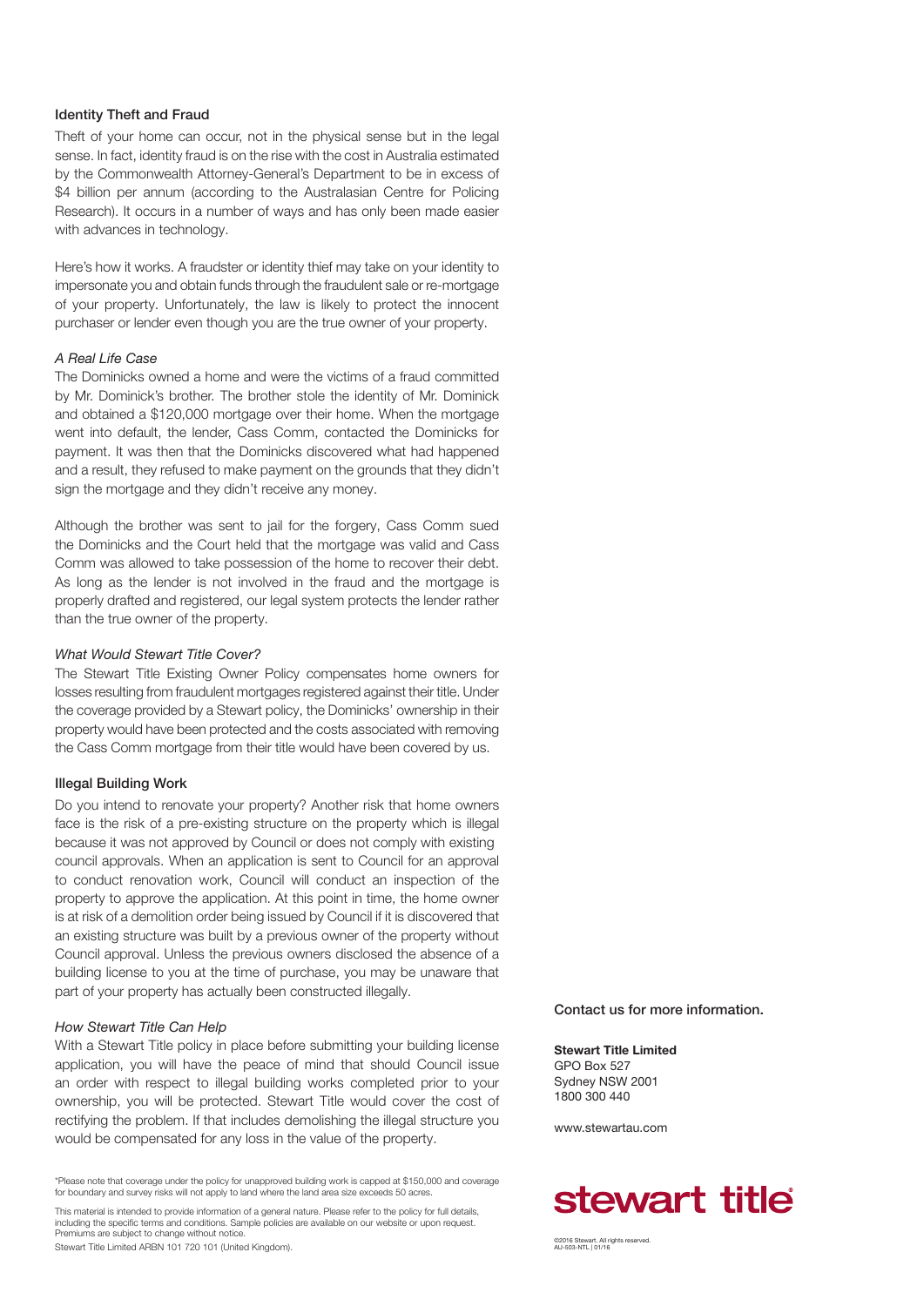### Identity Theft and Fraud

Theft of your home can occur, not in the physical sense but in the legal sense. In fact, identity fraud is on the rise with the cost in Australia estimated by the Commonwealth Attorney-General's Department to be in excess of $4 billion per annum (according to the Australasian Centre for Policing Research). It occurs in a number of ways and has only been made easier with advances in technology.

Here's how it works. A fraudster or identity thief may take on your identity to impersonate you and obtain funds through the fraudulent sale or re-mortgage of your property. Unfortunately, the law is likely to protect the innocent purchaser or lender even though you are the true owner of your property.

*A Real Life Case*

The Dominicks owned a home and were the victims of a fraud committed by Mr. Dominick's brother. The brother stole the identity of Mr. Dominick and obtained a $120,000 mortgage over their home. When the mortgage went into default, the lender, Cass Comm, contacted the Dominicks for payment. It was then that the Dominicks discovered what had happened and a result, they refused to make payment on the grounds that they didn't sign the mortgage and they didn't receive any money.

Although the brother was sent to jail for the forgery, Cass Comm sued the Dominicks and the Court held that the mortgage was valid and Cass Comm was allowed to take possession of the home to recover their debt. As long as the lender is not involved in the fraud and the mortgage is properly drafted and registered, our legal system protects the lender rather than the true owner of the property.

*What Would Stewart Title Cover?*

The Stewart Title Existing Owner Policy compensates home owners for losses resulting from fraudulent mortgages registered against their title. Under the coverage provided by a Stewart policy, the Dominicks' ownership in their property would have been protected and the costs associated with removing the Cass Comm mortgage from their title would have been covered by us.

### Illegal Building Work

Do you intend to renovate your property? Another risk that home owners face is the risk of a pre-existing structure on the property which is illegal because it was not approved by Council or does not comply with existing council approvals. When an application is sent to Council for an approval to conduct renovation work, Council will conduct an inspection of the property to approve the application. At this point in time, the home owner is at risk of a demolition order being issued by Council if it is discovered that an existing structure was built by a previous owner of the property without Council approval. Unless the previous owners disclosed the absence of a building license to you at the time of purchase, you may be unaware that part of your property has actually been constructed illegally.

*How Stewart Title Can Help*

With a Stewart Title policy in place before submitting your building license application, you will have the peace of mind that should Council issue an order with respect to illegal building works completed prior to your ownership, you will be protected. Stewart Title would cover the cost of rectifying the problem. If that includes demolishing the illegal structure you would be compensated for any loss in the value of the property.

*Please note that coverage under the policy for unapproved building work is capped at $150,000 and coverage for boundary and survey risks will not apply to land where the land area size exceeds 50 acres.

This material is intended to provide information of a general nature. Please refer to the policy for full details, including the specific terms and conditions. Sample policies are available on our website or upon request. Premiums are subject to change without notice.

Stewart Title Limited ARBN 101 720 101 (United Kingdom).

Contact us for more information.

**Stewart Title Limited**
GPO Box 527
Sydney NSW 2001
1800 300 440

www.stewartau.com

stewart title®

©2016 Stewart. All rights reserved.
AU-503-NTL | 01/16